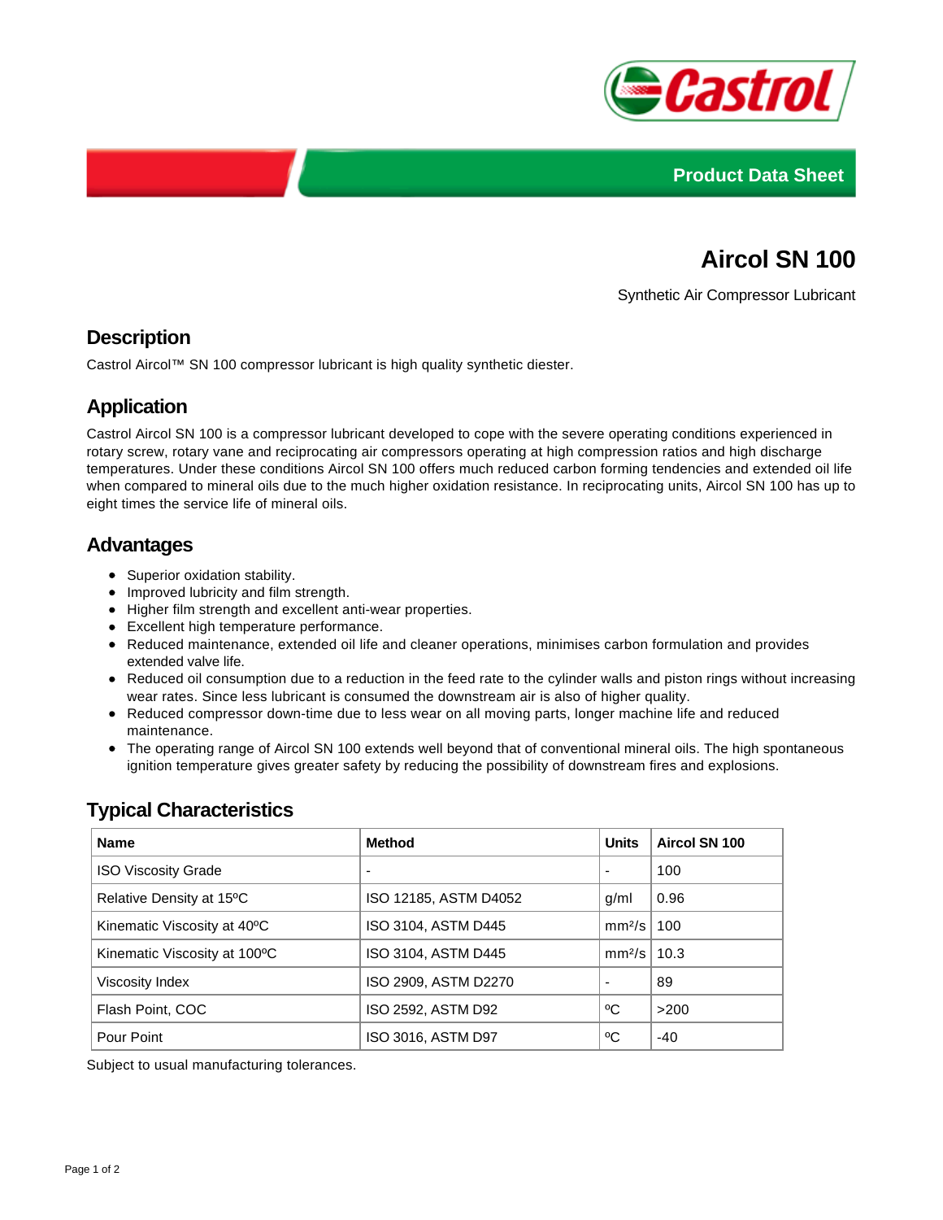Product Data Sheet

# Aircol SN 100

Synthetic Air Compressor Lubricant

## Description

Castrol Aircol™ SN 100 compressor lubricant is high quality synthetic diester.

## Application

Castrol Aircol SN 100 is a compressor lubricant developed to cope with the severe operating conditions experienced in rotary screw, rotary vane and reciprocating air compressors operating at high compression ratios and high discharge temperatures. Under these conditions Aircol SN 100 offers much reduced carbon forming tendencies and extended oil life when compared to mineral oils due to the much higher oxidation resistance. In reciprocating units, Aircol SN 100 has up to eight times the service life of mineral oils.

## Advantages

- Superior oxidation stability.
- Improved lubricity and film strength.
- Higher film strength and excellent anti-wear properties.
- Excellent high temperature performance.
- Reduced maintenance, extended oil life and cleaner operations, minimises carbon formulation and provides extended valve life.
- Reduced oil consumption due to a reduction in the feed rate to the cylinder walls and piston rings without increasing wear rates. Since less lubricant is consumed the downstream air is also of higher quality.
- Reduced compressor down-time due to less wear on all moving parts, longer machine life and reduced maintenance.
- The operating range of Aircol SN 100 extends well beyond that of conventional mineral oils. The high spontaneous ignition temperature gives greater safety by reducing the possibility of downstream fires and explosions.

## Typical Characteristics

| Name | Method | Units | Aircol SN 100 |
|---|---|---|---|
| ISO Viscosity Grade | - | - | 100 |
| Relative Density at 15ºC | ISO 12185, ASTM D4052 | g/ml | 0.96 |
| Kinematic Viscosity at 40ºC | ISO 3104, ASTM D445 | mm²/s | 100 |
| Kinematic Viscosity at 100ºC | ISO 3104, ASTM D445 | mm²/s | 10.3 |
| Viscosity Index | ISO 2909, ASTM D2270 | - | 89 |
| Flash Point, COC | ISO 2592, ASTM D92 | ºC | >200 |
| Pour Point | ISO 3016, ASTM D97 | ºC | -40 |

Subject to usual manufacturing tolerances.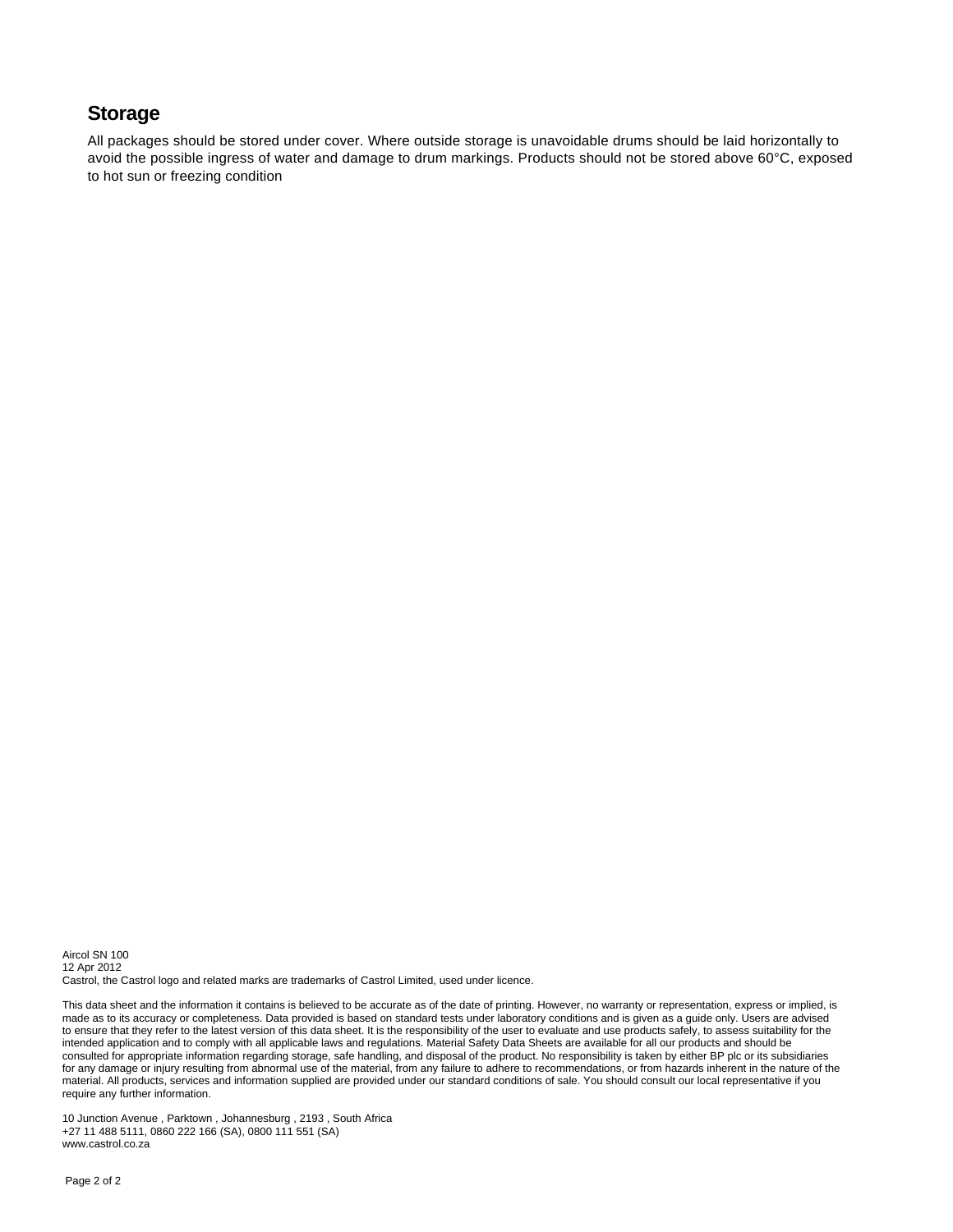## Storage

All packages should be stored under cover. Where outside storage is unavoidable drums should be laid horizontally to avoid the possible ingress of water and damage to drum markings. Products should not be stored above 60°C, exposed to hot sun or freezing condition

Aircol SN 100
12 Apr 2012
Castrol, the Castrol logo and related marks are trademarks of Castrol Limited, used under licence.

This data sheet and the information it contains is believed to be accurate as of the date of printing. However, no warranty or representation, express or implied, is made as to its accuracy or completeness. Data provided is based on standard tests under laboratory conditions and is given as a guide only. Users are advised to ensure that they refer to the latest version of this data sheet. It is the responsibility of the user to evaluate and use products safely, to assess suitability for the intended application and to comply with all applicable laws and regulations. Material Safety Data Sheets are available for all our products and should be consulted for appropriate information regarding storage, safe handling, and disposal of the product. No responsibility is taken by either BP plc or its subsidiaries for any damage or injury resulting from abnormal use of the material, from any failure to adhere to recommendations, or from hazards inherent in the nature of the material. All products, services and information supplied are provided under our standard conditions of sale. You should consult our local representative if you require any further information.

10 Junction Avenue , Parktown , Johannesburg , 2193 , South Africa
+27 11 488 5111, 0860 222 166 (SA), 0800 111 551 (SA)
www.castrol.co.za